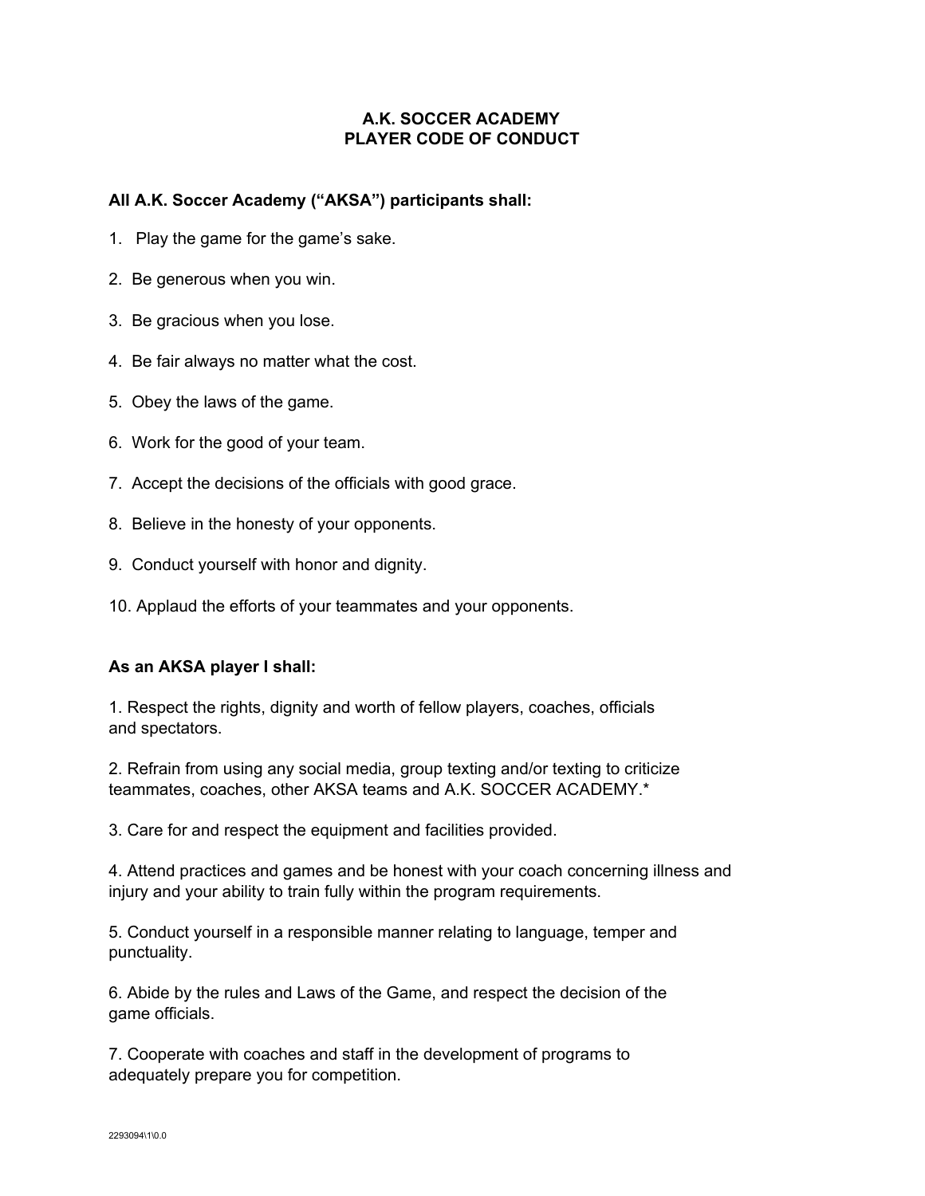# A.K. SOCCER ACADEMY
# PLAYER CODE OF CONDUCT

**All A.K. Soccer Academy ("AKSA") participants shall:**

1. Play the game for the game's sake.
2. Be generous when you win.
3. Be gracious when you lose.
4. Be fair always no matter what the cost.
5. Obey the laws of the game.
6. Work for the good of your team.
7. Accept the decisions of the officials with good grace.
8. Believe in the honesty of your opponents.
9. Conduct yourself with honor and dignity.
10. Applaud the efforts of your teammates and your opponents.

**As an AKSA player I shall:**

1. Respect the rights, dignity and worth of fellow players, coaches, officials and spectators.

2. Refrain from using any social media, group texting and/or texting to criticize teammates, coaches, other AKSA teams and A.K. SOCCER ACADEMY.*

3. Care for and respect the equipment and facilities provided.

4. Attend practices and games and be honest with your coach concerning illness and injury and your ability to train fully within the program requirements.

5. Conduct yourself in a responsible manner relating to language, temper and punctuality.

6. Abide by the rules and Laws of the Game, and respect the decision of the game officials.

7. Cooperate with coaches and staff in the development of programs to adequately prepare you for competition.

2293094\1\0.0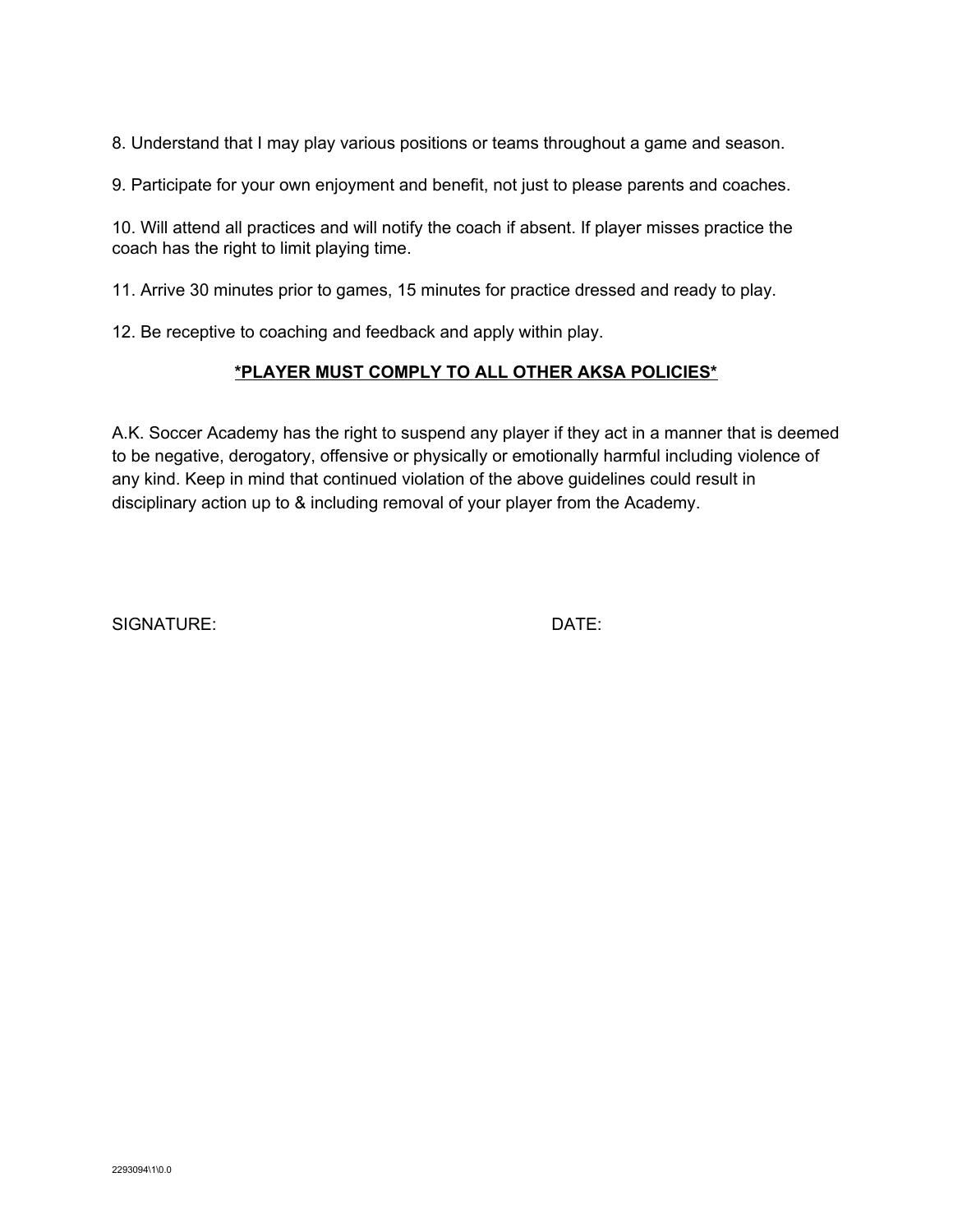8. Understand that I may play various positions or teams throughout a game and season.

9. Participate for your own enjoyment and benefit, not just to please parents and coaches.

10. Will attend all practices and will notify the coach if absent. If player misses practice the coach has the right to limit playing time.

11. Arrive 30 minutes prior to games, 15 minutes for practice dressed and ready to play.

12. Be receptive to coaching and feedback and apply within play.

**\*PLAYER MUST COMPLY TO ALL OTHER AKSA POLICIES\***

A.K. Soccer Academy has the right to suspend any player if they act in a manner that is deemed to be negative, derogatory, offensive or physically or emotionally harmful including violence of any kind. Keep in mind that continued violation of the above guidelines could result in disciplinary action up to & including removal of your player from the Academy.

SIGNATURE: DATE:

2293094\1\0.0